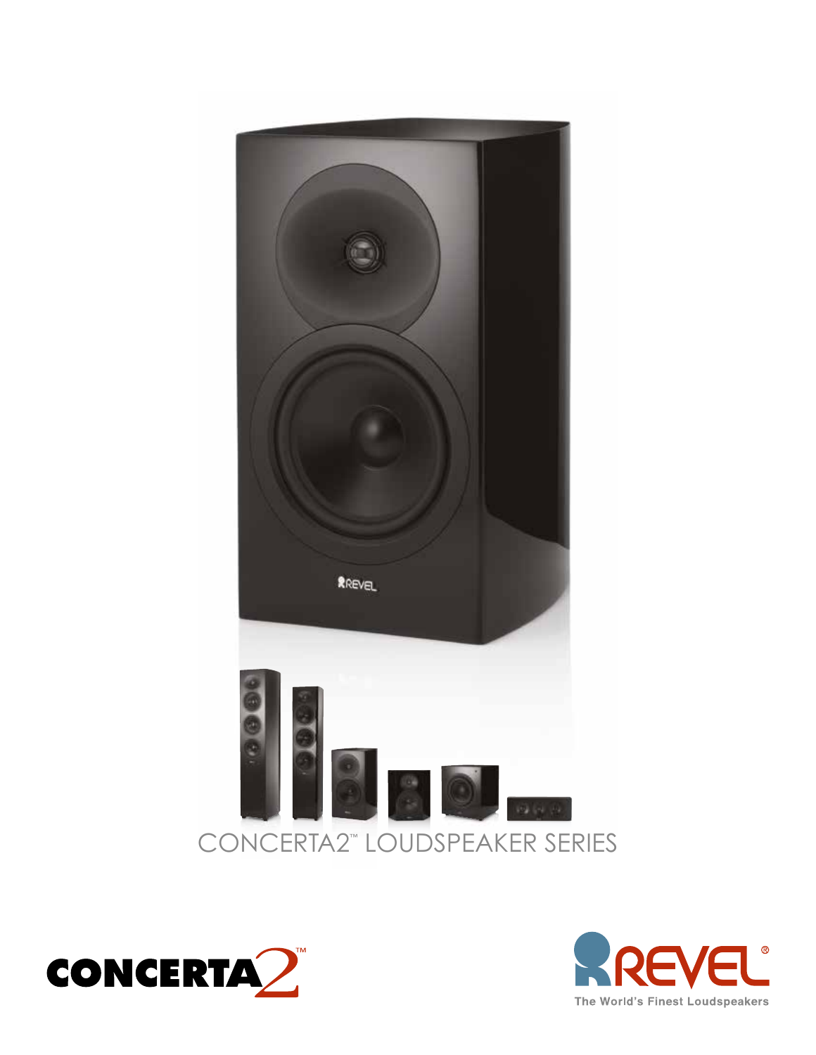# CONCERTA2™ LOUDSPEAKER SERIES

CONCERTA2™

REVEL®

The World's Finest Loudspeakers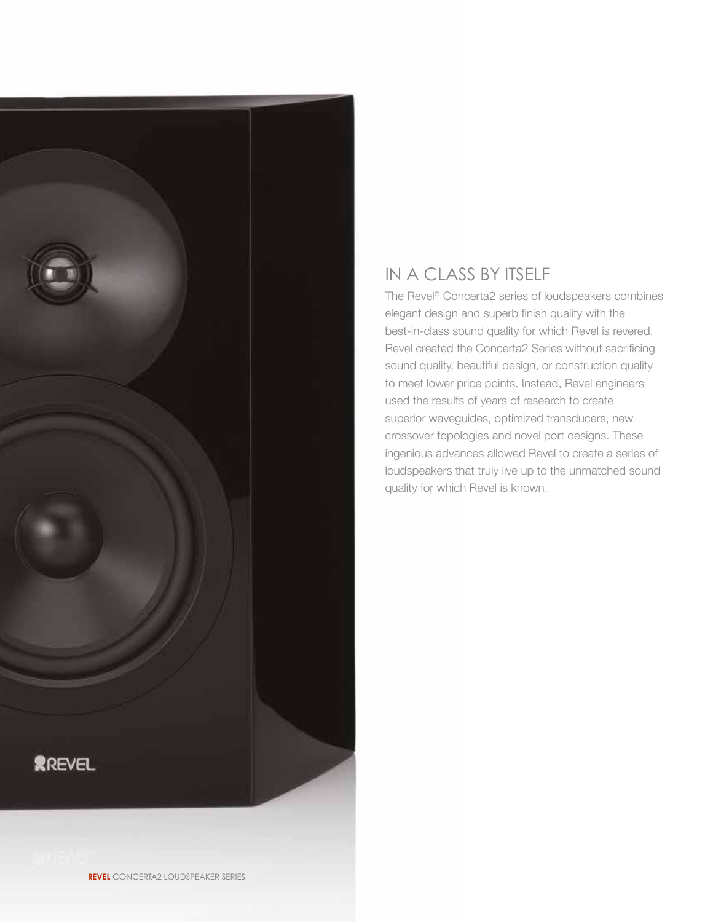## IN A CLASS BY ITSELF

The Revel® Concerta2 series of loudspeakers combines elegant design and superb finish quality with the best-in-class sound quality for which Revel is revered. Revel created the Concerta2 Series without sacrificing sound quality, beautiful design, or construction quality to meet lower price points. Instead, Revel engineers used the results of years of research to create superior waveguides, optimized transducers, new crossover topologies and novel port designs. These ingenious advances allowed Revel to create a series of loudspeakers that truly live up to the unmatched sound quality for which Revel is known.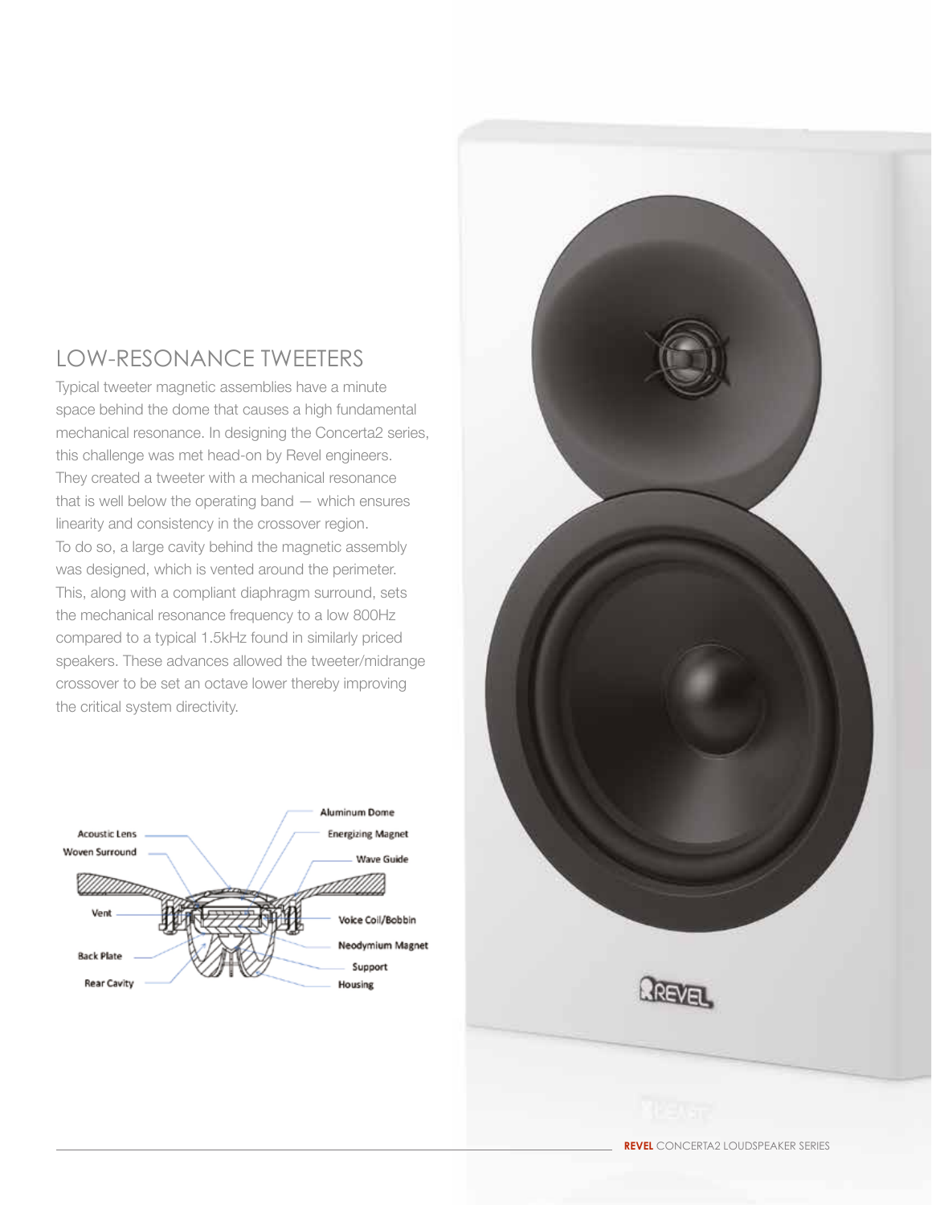## LOW-RESONANCE TWEETERS

Typical tweeter magnetic assemblies have a minute space behind the dome that causes a high fundamental mechanical resonance. In designing the Concerta2 series, this challenge was met head-on by Revel engineers. They created a tweeter with a mechanical resonance that is well below the operating band — which ensures linearity and consistency in the crossover region. To do so, a large cavity behind the magnetic assembly was designed, which is vented around the perimeter. This, along with a compliant diaphragm surround, sets the mechanical resonance frequency to a low 800Hz compared to a typical 1.5kHz found in similarly priced speakers. These advances allowed the tweeter/midrange crossover to be set an octave lower thereby improving the critical system directivity.

Acoustic Lens
Woven Surround
Vent
Back Plate
Rear Cavity
Aluminum Dome
Energizing Magnet
Wave Guide
Voice Coil/Bobbin
Neodymium Magnet
Support
Housing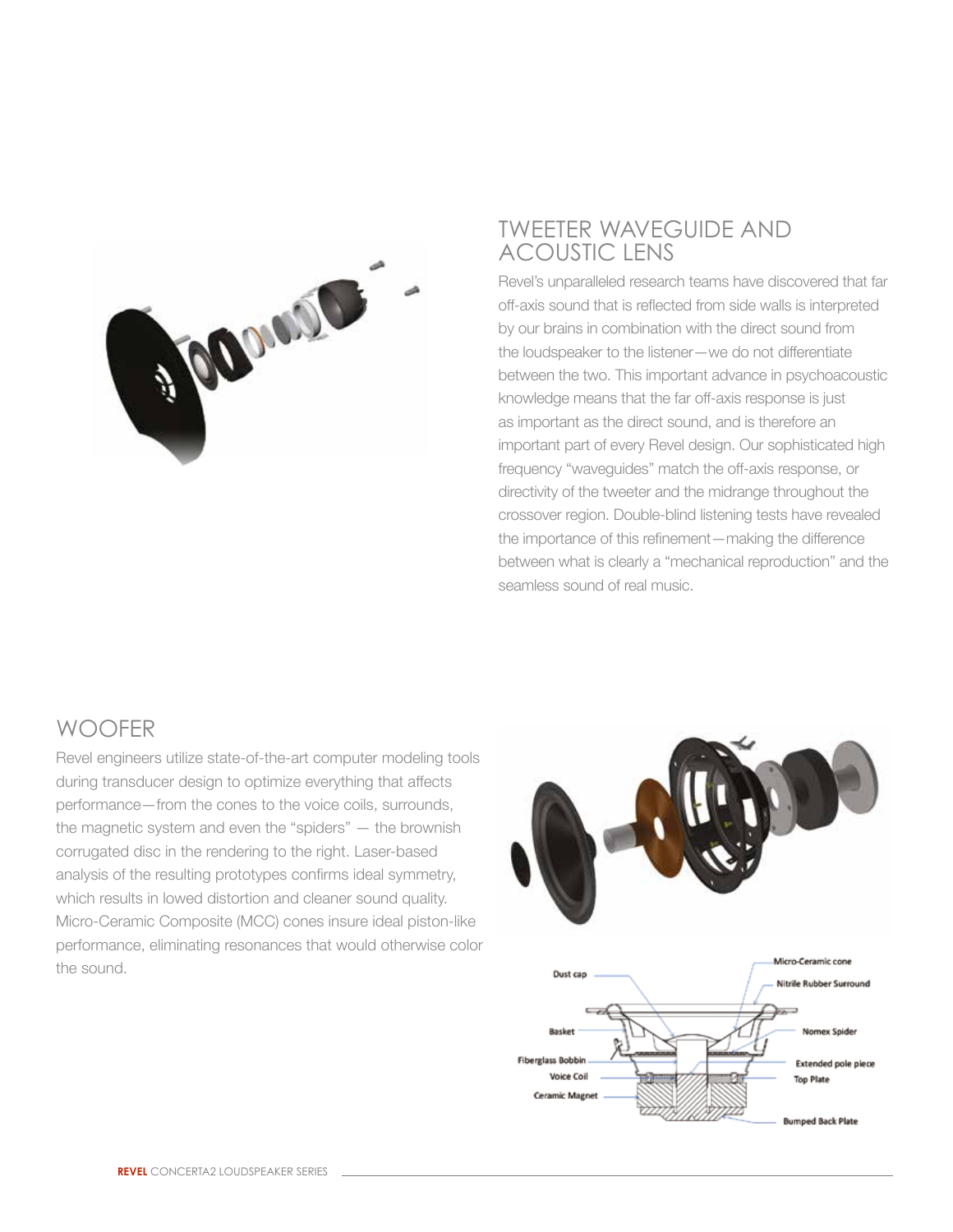## TWEETER WAVEGUIDE AND ACOUSTIC LENS

Revel's unparalleled research teams have discovered that far off-axis sound that is reflected from side walls is interpreted by our brains in combination with the direct sound from the loudspeaker to the listener—we do not differentiate between the two. This important advance in psychoacoustic knowledge means that the far off-axis response is just as important as the direct sound, and is therefore an important part of every Revel design. Our sophisticated high frequency "waveguides" match the off-axis response, or directivity of the tweeter and the midrange throughout the crossover region. Double-blind listening tests have revealed the importance of this refinement—making the difference between what is clearly a "mechanical reproduction" and the seamless sound of real music.

## WOOFER

Revel engineers utilize state-of-the-art computer modeling tools during transducer design to optimize everything that affects performance—from the cones to the voice coils, surrounds, the magnetic system and even the "spiders" — the brownish corrugated disc in the rendering to the right. Laser-based analysis of the resulting prototypes confirms ideal symmetry, which results in lowed distortion and cleaner sound quality. Micro-Ceramic Composite (MCC) cones insure ideal piston-like performance, eliminating resonances that would otherwise color the sound.

Dust cap
Micro-Ceramic cone
Nitrile Rubber Surround
Basket
Nomex Spider
Fiberglass Bobbin
Extended pole piece
Voice Coil
Top Plate
Ceramic Magnet
Bumped Back Plate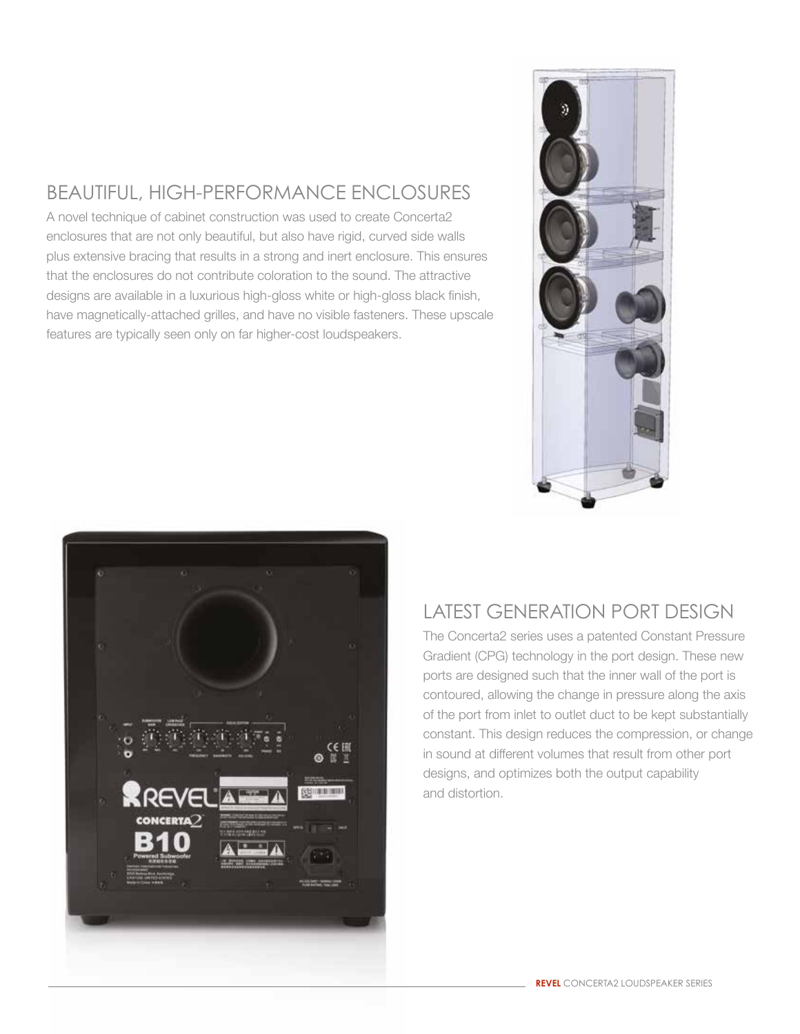## BEAUTIFUL, HIGH-PERFORMANCE ENCLOSURES

A novel technique of cabinet construction was used to create Concerta2 enclosures that are not only beautiful, but also have rigid, curved side walls plus extensive bracing that results in a strong and inert enclosure. This ensures that the enclosures do not contribute coloration to the sound. The attractive designs are available in a luxurious high-gloss white or high-gloss black finish, have magnetically-attached grilles, and have no visible fasteners. These upscale features are typically seen only on far higher-cost loudspeakers.

## LATEST GENERATION PORT DESIGN

The Concerta2 series uses a patented Constant Pressure Gradient (CPG) technology in the port design. These new ports are designed such that the inner wall of the port is contoured, allowing the change in pressure along the axis of the port from inlet to outlet duct to be kept substantially constant. This design reduces the compression, or change in sound at different volumes that result from other port designs, and optimizes both the output capability and distortion.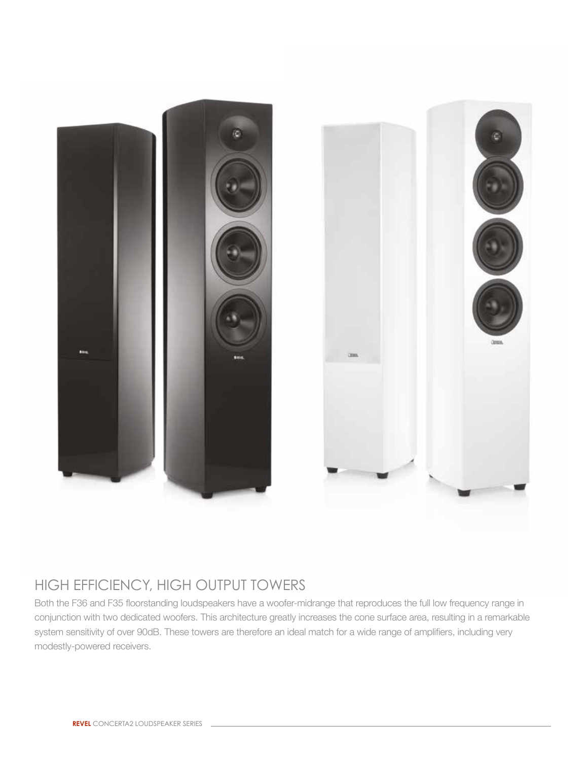## HIGH EFFICIENCY, HIGH OUTPUT TOWERS

Both the F36 and F35 floorstanding loudspeakers have a woofer-midrange that reproduces the full low frequency range in conjunction with two dedicated woofers. This architecture greatly increases the cone surface area, resulting in a remarkable system sensitivity of over 90dB. These towers are therefore an ideal match for a wide range of amplifiers, including very modestly-powered receivers.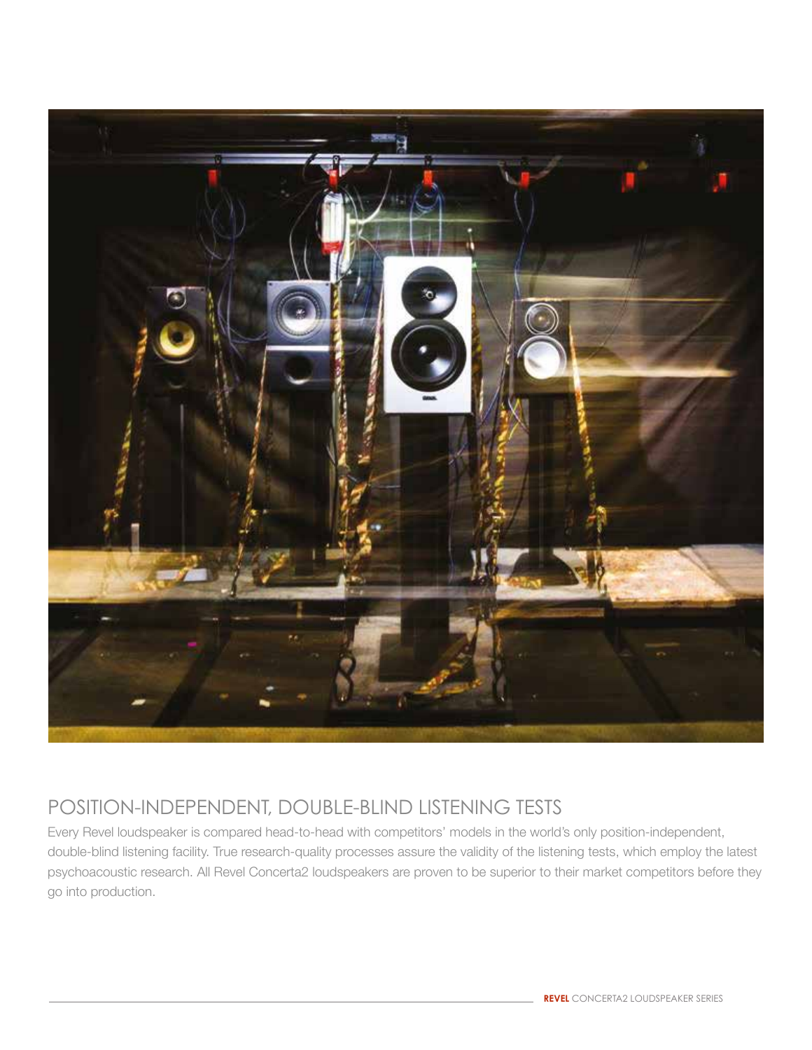## POSITION-INDEPENDENT, DOUBLE-BLIND LISTENING TESTS

Every Revel loudspeaker is compared head-to-head with competitors' models in the world's only position-independent, double-blind listening facility. True research-quality processes assure the validity of the listening tests, which employ the latest psychoacoustic research. All Revel Concerta2 loudspeakers are proven to be superior to their market competitors before they go into production.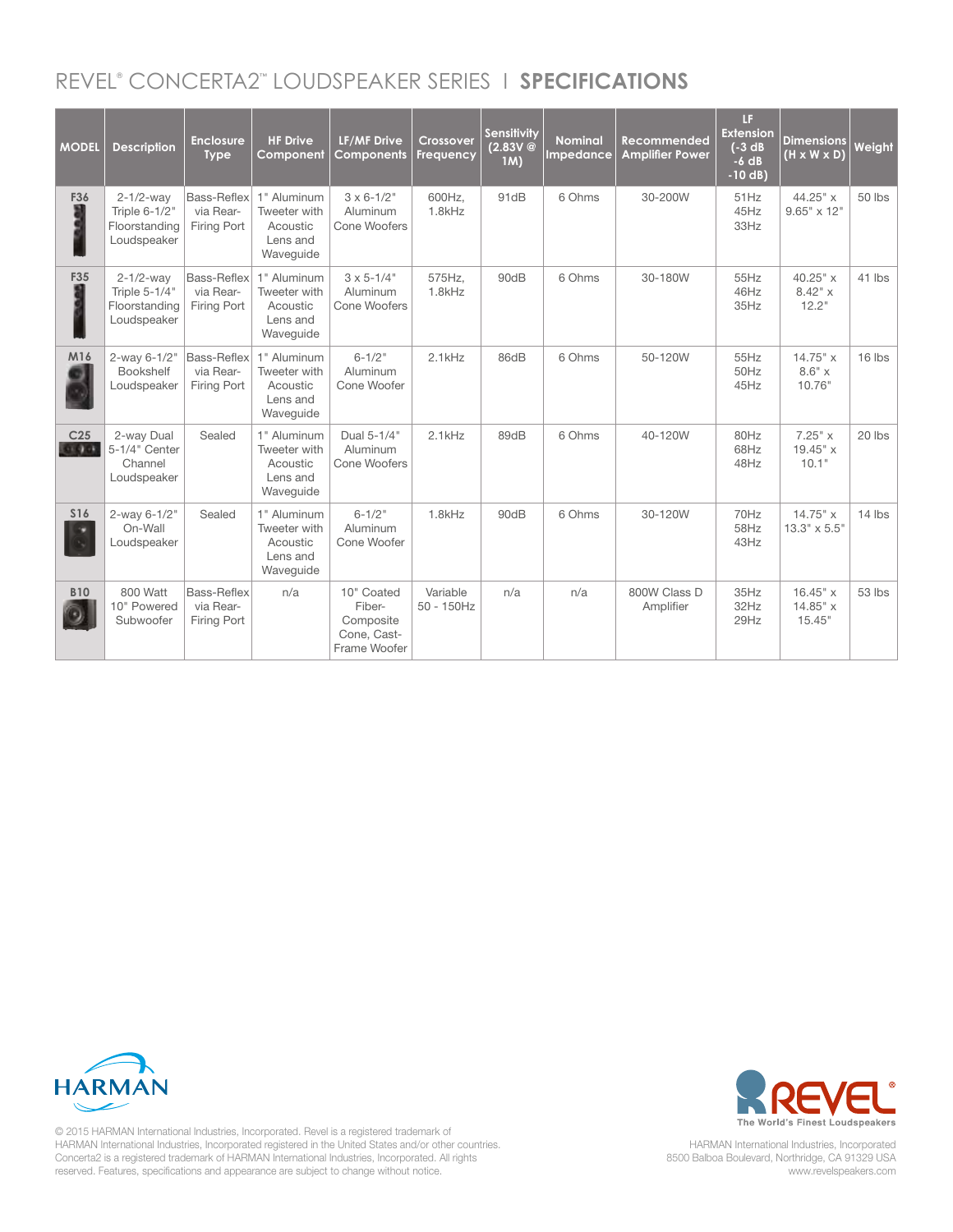# REVEL® CONCERTA2™ LOUDSPEAKER SERIES | **SPECIFICATIONS**

| MODEL | Description | Enclosure Type | HF Drive Component | LF/MF Drive Components | Crossover Frequency | Sensitivity (2.83V @ 1M) | Nominal Impedance | Recommended Amplifier Power | LF Extension (-3 dB -6 dB -10 dB) | Dimensions (H x W x D) | Weight |
|---|---|---|---|---|---|---|---|---|---|---|---|
| F36 | 2-1/2-way Triple 6-1/2" Floorstanding Loudspeaker | Bass-Reflex via Rear-Firing Port | 1" Aluminum Tweeter with Acoustic Lens and Waveguide | 3 x 6-1/2" Aluminum Cone Woofers | 600Hz, 1.8kHz | 91dB | 6 Ohms | 30-200W | 51Hz 45Hz 33Hz | 44.25" x 9.65" x 12" | 50 lbs |
| F35 | 2-1/2-way Triple 5-1/4" Floorstanding Loudspeaker | Bass-Reflex via Rear-Firing Port | 1" Aluminum Tweeter with Acoustic Lens and Waveguide | 3 x 5-1/4" Aluminum Cone Woofers | 575Hz, 1.8kHz | 90dB | 6 Ohms | 30-180W | 55Hz 46Hz 35Hz | 40.25" x 8.42" x 12.2" | 41 lbs |
| M16 | 2-way 6-1/2" Bookshelf Loudspeaker | Bass-Reflex via Rear-Firing Port | 1" Aluminum Tweeter with Acoustic Lens and Waveguide | 6-1/2" Aluminum Cone Woofer | 2.1kHz | 86dB | 6 Ohms | 50-120W | 55Hz 50Hz 45Hz | 14.75" x 8.6" x 10.76" | 16 lbs |
| C25 | 2-way Dual 5-1/4" Center Channel Loudspeaker | Sealed | 1" Aluminum Tweeter with Acoustic Lens and Waveguide | Dual 5-1/4" Aluminum Cone Woofers | 2.1kHz | 89dB | 6 Ohms | 40-120W | 80Hz 68Hz 48Hz | 7.25" x 19.45" x 10.1" | 20 lbs |
| S16 | 2-way 6-1/2" On-Wall Loudspeaker | Sealed | 1" Aluminum Tweeter with Acoustic Lens and Waveguide | 6-1/2" Aluminum Cone Woofer | 1.8kHz | 90dB | 6 Ohms | 30-120W | 70Hz 58Hz 43Hz | 14.75" x 13.3" x 5.5" | 14 lbs |
| B10 | 800 Watt 10" Powered Subwoofer | Bass-Reflex via Rear-Firing Port | n/a | 10" Coated Fiber-Composite Cone, Cast-Frame Woofer | Variable 50 - 150Hz | n/a | n/a | 800W Class D Amplifier | 35Hz 32Hz 29Hz | 16.45" x 14.85" x 15.45" | 53 lbs |

HARMAN

REVEL®
The World's Finest Loudspeakers

© 2015 HARMAN International Industries, Incorporated. Revel is a registered trademark of HARMAN International Industries, Incorporated registered in the United States and/or other countries. Concerta2 is a registered trademark of HARMAN International Industries, Incorporated. All rights reserved. Features, specifications and appearance are subject to change without notice.

HARMAN International Industries, Incorporated
8500 Balboa Boulevard, Northridge, CA 91329 USA
www.revelspeakers.com